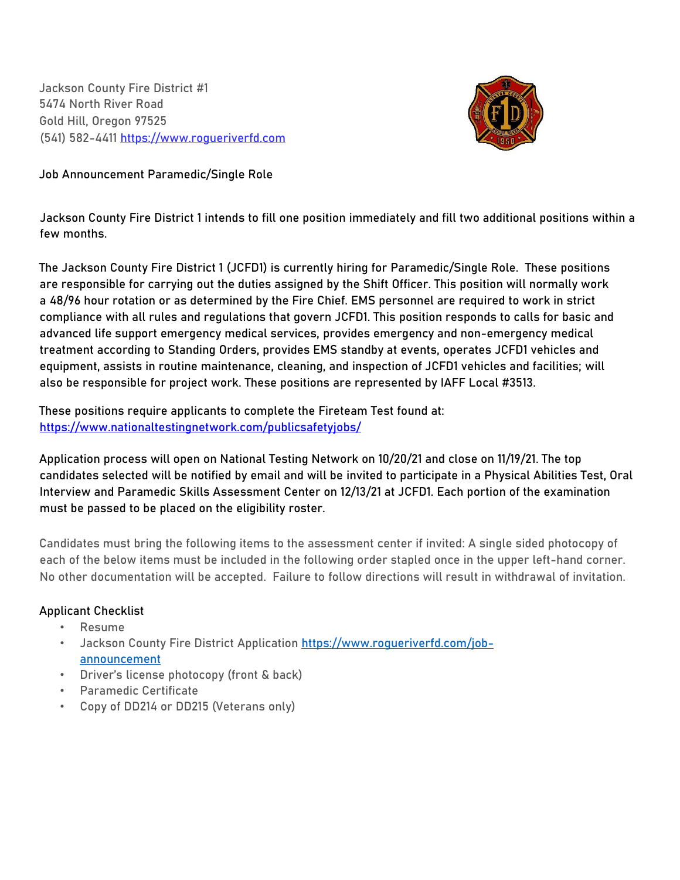Jackson County Fire District #1
5474 North River Road
Gold Hill, Oregon 97525
(541) 582-4411 https://www.rogueriverfd.com

## Job Announcement Paramedic/Single Role

Jackson County Fire District 1 intends to fill one position immediately and fill two additional positions within a few months.

The Jackson County Fire District 1 (JCFD1) is currently hiring for Paramedic/Single Role. These positions are responsible for carrying out the duties assigned by the Shift Officer. This position will normally work a 48/96 hour rotation or as determined by the Fire Chief. EMS personnel are required to work in strict compliance with all rules and regulations that govern JCFD1. This position responds to calls for basic and advanced life support emergency medical services, provides emergency and non-emergency medical treatment according to Standing Orders, provides EMS standby at events, operates JCFD1 vehicles and equipment, assists in routine maintenance, cleaning, and inspection of JCFD1 vehicles and facilities; will also be responsible for project work. These positions are represented by IAFF Local #3513.

These positions require applicants to complete the Fireteam Test found at: https://www.nationaltestingnetwork.com/publicsafetyjobs/

Application process will open on National Testing Network on 10/20/21 and close on 11/19/21. The top candidates selected will be notified by email and will be invited to participate in a Physical Abilities Test, Oral Interview and Paramedic Skills Assessment Center on 12/13/21 at JCFD1. Each portion of the examination must be passed to be placed on the eligibility roster.

Candidates must bring the following items to the assessment center if invited: A single sided photocopy of each of the below items must be included in the following order stapled once in the upper left-hand corner. No other documentation will be accepted. Failure to follow directions will result in withdrawal of invitation.

### Applicant Checklist

- Resume
- Jackson County Fire District Application https://www.rogueriverfd.com/job-announcement
- Driver's license photocopy (front & back)
- Paramedic Certificate
- Copy of DD214 or DD215 (Veterans only)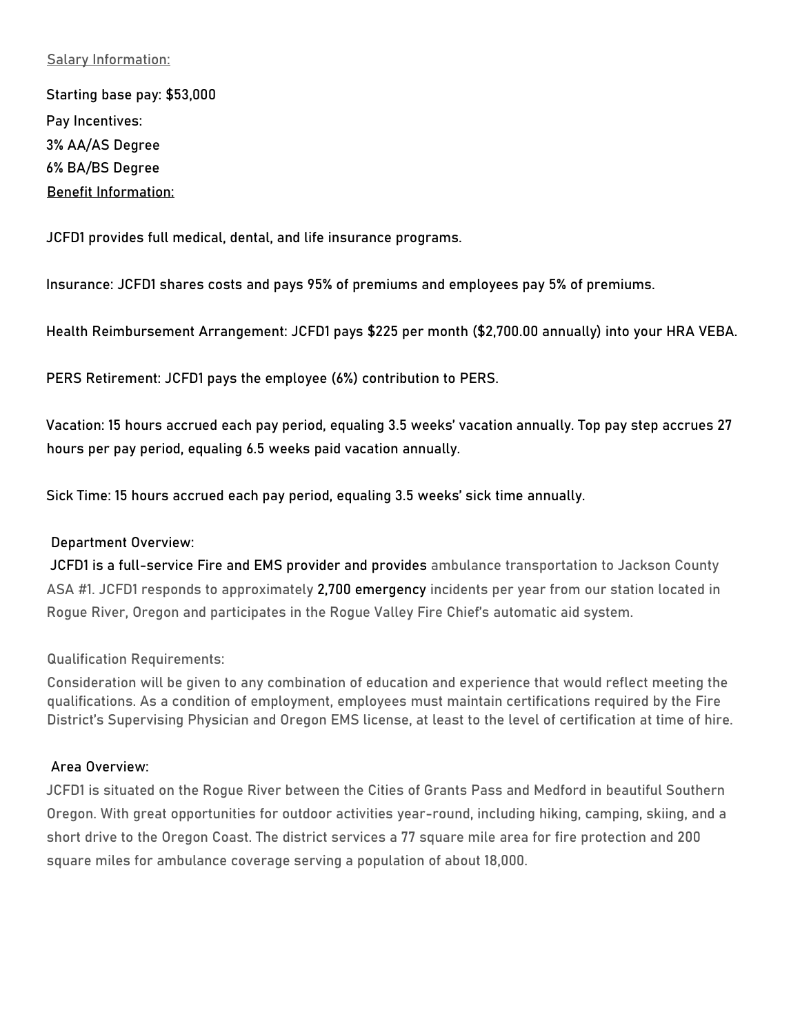## Salary Information:

Starting base pay: $53,000

Pay Incentives:

3% AA/AS Degree

6% BA/BS Degree

## Benefit Information:

JCFD1 provides full medical, dental, and life insurance programs.

Insurance: JCFD1 shares costs and pays 95% of premiums and employees pay 5% of premiums.

Health Reimbursement Arrangement: JCFD1 pays $225 per month ($2,700.00 annually) into your HRA VEBA.

PERS Retirement: JCFD1 pays the employee (6%) contribution to PERS.

Vacation: 15 hours accrued each pay period, equaling 3.5 weeks' vacation annually. Top pay step accrues 27 hours per pay period, equaling 6.5 weeks paid vacation annually.

Sick Time: 15 hours accrued each pay period, equaling 3.5 weeks' sick time annually.

## Department Overview:

JCFD1 is a full-service Fire and EMS provider and provides ambulance transportation to Jackson County ASA #1. JCFD1 responds to approximately 2,700 emergency incidents per year from our station located in Rogue River, Oregon and participates in the Rogue Valley Fire Chief's automatic aid system.

## Qualification Requirements:

Consideration will be given to any combination of education and experience that would reflect meeting the qualifications. As a condition of employment, employees must maintain certifications required by the Fire District's Supervising Physician and Oregon EMS license, at least to the level of certification at time of hire.

## Area Overview:

JCFD1 is situated on the Rogue River between the Cities of Grants Pass and Medford in beautiful Southern Oregon. With great opportunities for outdoor activities year-round, including hiking, camping, skiing, and a short drive to the Oregon Coast. The district services a 77 square mile area for fire protection and 200 square miles for ambulance coverage serving a population of about 18,000.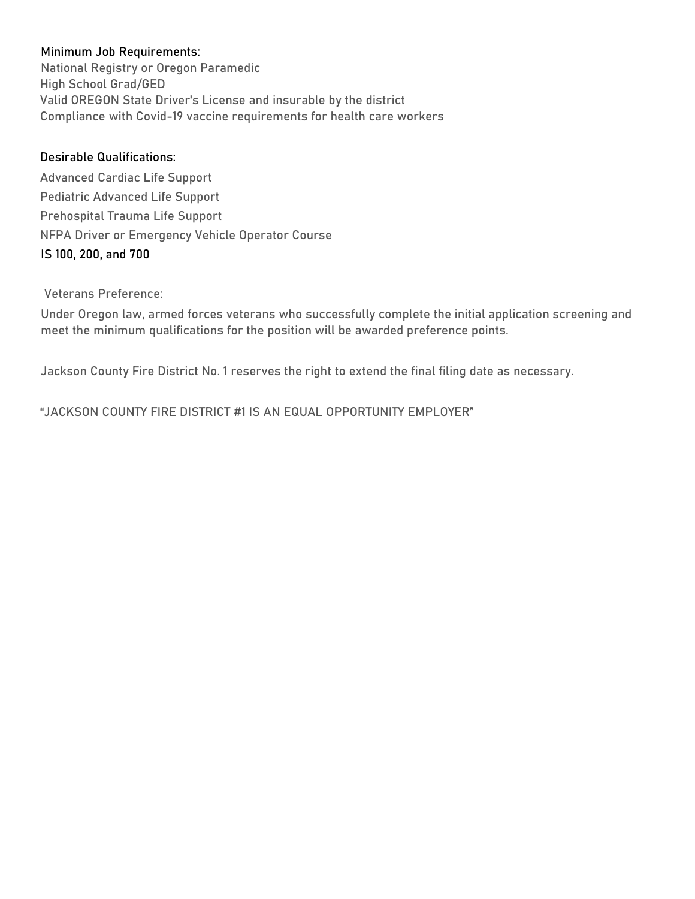### Minimum Job Requirements:

National Registry or Oregon Paramedic
High School Grad/GED
Valid OREGON State Driver's License and insurable by the district
Compliance with Covid-19 vaccine requirements for health care workers

### Desirable Qualifications:

Advanced Cardiac Life Support
Pediatric Advanced Life Support
Prehospital Trauma Life Support
NFPA Driver or Emergency Vehicle Operator Course
IS 100, 200, and 700

### Veterans Preference:

Under Oregon law, armed forces veterans who successfully complete the initial application screening and meet the minimum qualifications for the position will be awarded preference points.

Jackson County Fire District No. 1 reserves the right to extend the final filing date as necessary.

"JACKSON COUNTY FIRE DISTRICT #1 IS AN EQUAL OPPORTUNITY EMPLOYER"